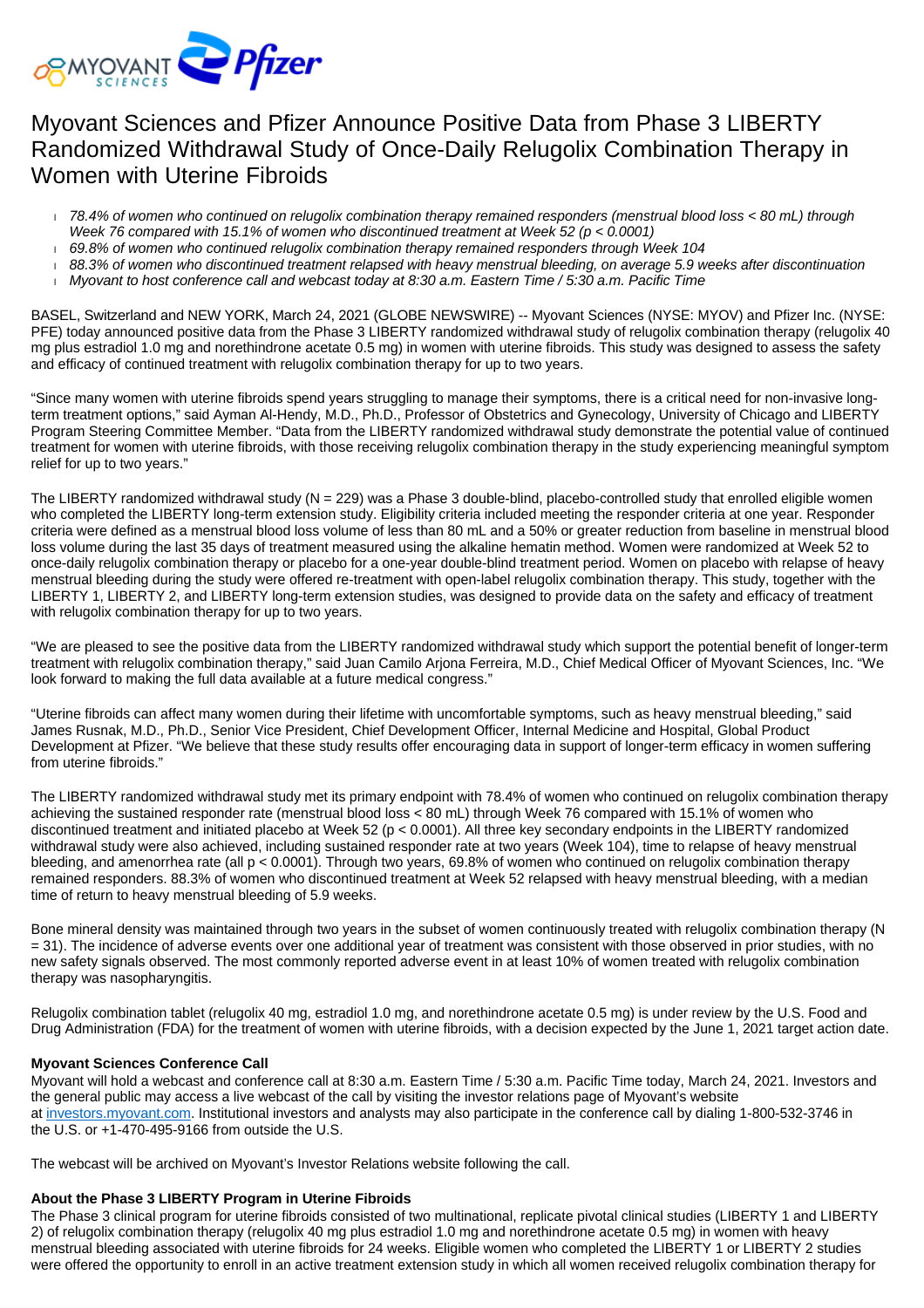# Myovant Sciences and Pfizer Announce Positive Data from Phase 3 LIBERTY Randomized Withdrawal Study of Once-Daily Relugolix Combination Therapy in Women with Uterine Fibroids

- *78.4% of women who continued on relugolix combination therapy remained responders (menstrual blood loss < 80 mL) through Week 76 compared with 15.1% of women who discontinued treatment at Week 52 ($p < 0.0001$)*
- *69.8% of women who continued relugolix combination therapy remained responders through Week 104*
- *88.3% of women who discontinued treatment relapsed with heavy menstrual bleeding, on average 5.9 weeks after discontinuation*
- *Myovant to host conference call and webcast today at 8:30 a.m. Eastern Time / 5:30 a.m. Pacific Time*

BASEL, Switzerland and NEW YORK, March 24, 2021 (GLOBE NEWSWIRE) -- Myovant Sciences (NYSE: MYOV) and Pfizer Inc. (NYSE: PFE) today announced positive data from the Phase 3 LIBERTY randomized withdrawal study of relugolix combination therapy (relugolix 40 mg plus estradiol 1.0 mg and norethindrone acetate 0.5 mg) in women with uterine fibroids. This study was designed to assess the safety and efficacy of continued treatment with relugolix combination therapy for up to two years.

"Since many women with uterine fibroids spend years struggling to manage their symptoms, there is a critical need for non-invasive long-term treatment options," said Ayman Al-Hendy, M.D., Ph.D., Professor of Obstetrics and Gynecology, University of Chicago and LIBERTY Program Steering Committee Member. "Data from the LIBERTY randomized withdrawal study demonstrate the potential value of continued treatment for women with uterine fibroids, with those receiving relugolix combination therapy in the study experiencing meaningful symptom relief for up to two years."

The LIBERTY randomized withdrawal study (N = 229) was a Phase 3 double-blind, placebo-controlled study that enrolled eligible women who completed the LIBERTY long-term extension study. Eligibility criteria included meeting the responder criteria at one year. Responder criteria were defined as a menstrual blood loss volume of less than 80 mL and a 50% or greater reduction from baseline in menstrual blood loss volume during the last 35 days of treatment measured using the alkaline hematin method. Women were randomized at Week 52 to once-daily relugolix combination therapy or placebo for a one-year double-blind treatment period. Women on placebo with relapse of heavy menstrual bleeding during the study were offered re-treatment with open-label relugolix combination therapy. This study, together with the LIBERTY 1, LIBERTY 2, and LIBERTY long-term extension studies, was designed to provide data on the safety and efficacy of treatment with relugolix combination therapy for up to two years.

"We are pleased to see the positive data from the LIBERTY randomized withdrawal study which support the potential benefit of longer-term treatment with relugolix combination therapy," said Juan Camilo Arjona Ferreira, M.D., Chief Medical Officer of Myovant Sciences, Inc. "We look forward to making the full data available at a future medical congress."

"Uterine fibroids can affect many women during their lifetime with uncomfortable symptoms, such as heavy menstrual bleeding," said James Rusnak, M.D., Ph.D., Senior Vice President, Chief Development Officer, Internal Medicine and Hospital, Global Product Development at Pfizer. "We believe that these study results offer encouraging data in support of longer-term efficacy in women suffering from uterine fibroids."

The LIBERTY randomized withdrawal study met its primary endpoint with 78.4% of women who continued on relugolix combination therapy achieving the sustained responder rate (menstrual blood loss < 80 mL) through Week 76 compared with 15.1% of women who discontinued treatment and initiated placebo at Week 52 ($p < 0.0001$). All three key secondary endpoints in the LIBERTY randomized withdrawal study were also achieved, including sustained responder rate at two years (Week 104), time to relapse of heavy menstrual bleeding, and amenorrhea rate (all $p < 0.0001$). Through two years, 69.8% of women who continued on relugolix combination therapy remained responders. 88.3% of women who discontinued treatment at Week 52 relapsed with heavy menstrual bleeding, with a median time of return to heavy menstrual bleeding of 5.9 weeks.

Bone mineral density was maintained through two years in the subset of women continuously treated with relugolix combination therapy (N = 31). The incidence of adverse events over one additional year of treatment was consistent with those observed in prior studies, with no new safety signals observed. The most commonly reported adverse event in at least 10% of women treated with relugolix combination therapy was nasopharyngitis.

Relugolix combination tablet (relugolix 40 mg, estradiol 1.0 mg, and norethindrone acetate 0.5 mg) is under review by the U.S. Food and Drug Administration (FDA) for the treatment of women with uterine fibroids, with a decision expected by the June 1, 2021 target action date.

### Myovant Sciences Conference Call

Myovant will hold a webcast and conference call at 8:30 a.m. Eastern Time / 5:30 a.m. Pacific Time today, March 24, 2021. Investors and the general public may access a live webcast of the call by visiting the investor relations page of Myovant's website at investors.myovant.com. Institutional investors and analysts may also participate in the conference call by dialing 1-800-532-3746 in the U.S. or +1-470-495-9166 from outside the U.S.

The webcast will be archived on Myovant's Investor Relations website following the call.

### About the Phase 3 LIBERTY Program in Uterine Fibroids

The Phase 3 clinical program for uterine fibroids consisted of two multinational, replicate pivotal clinical studies (LIBERTY 1 and LIBERTY 2) of relugolix combination therapy (relugolix 40 mg plus estradiol 1.0 mg and norethindrone acetate 0.5 mg) in women with heavy menstrual bleeding associated with uterine fibroids for 24 weeks. Eligible women who completed the LIBERTY 1 or LIBERTY 2 studies were offered the opportunity to enroll in an active treatment extension study in which all women received relugolix combination therapy for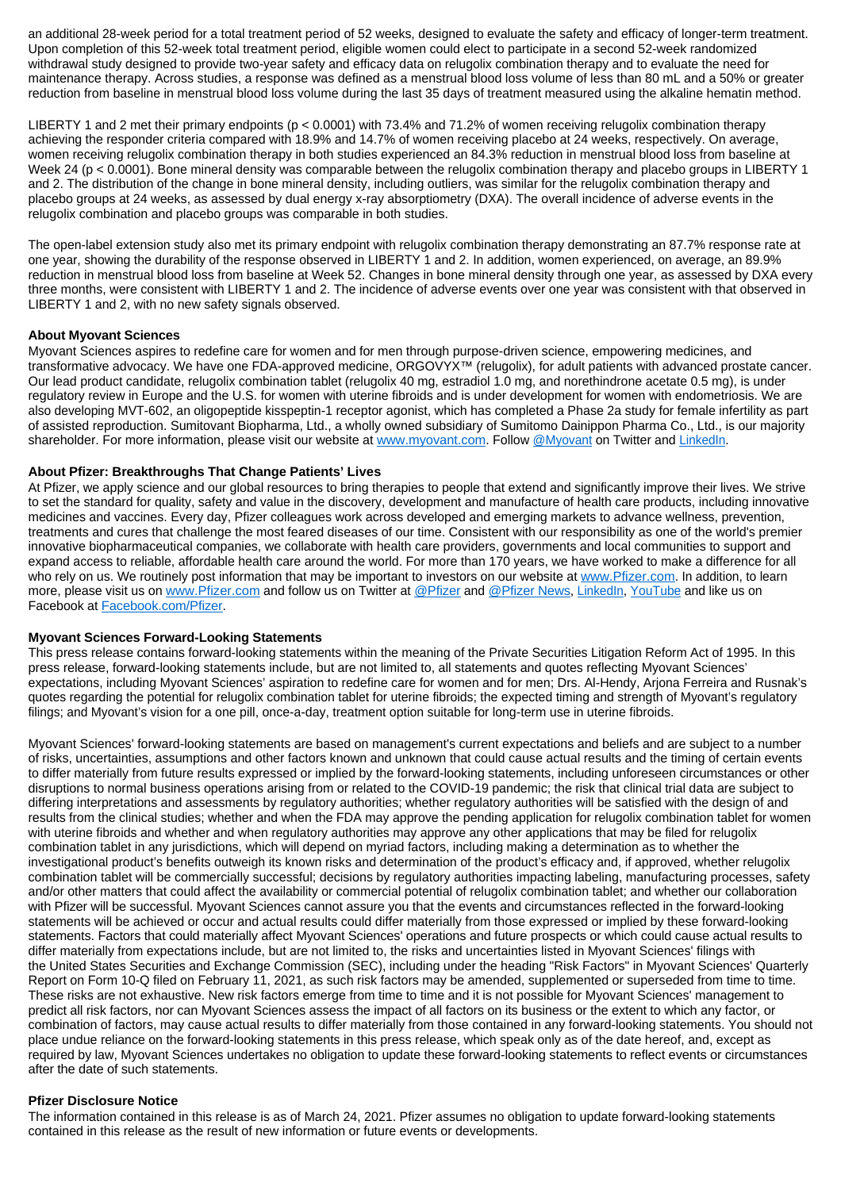an additional 28-week period for a total treatment period of 52 weeks, designed to evaluate the safety and efficacy of longer-term treatment. Upon completion of this 52-week total treatment period, eligible women could elect to participate in a second 52-week randomized withdrawal study designed to provide two-year safety and efficacy data on relugolix combination therapy and to evaluate the need for maintenance therapy. Across studies, a response was defined as a menstrual blood loss volume of less than 80 mL and a 50% or greater reduction from baseline in menstrual blood loss volume during the last 35 days of treatment measured using the alkaline hematin method.

LIBERTY 1 and 2 met their primary endpoints ($p < 0.0001$) with 73.4% and 71.2% of women receiving relugolix combination therapy achieving the responder criteria compared with 18.9% and 14.7% of women receiving placebo at 24 weeks, respectively. On average, women receiving relugolix combination therapy in both studies experienced an 84.3% reduction in menstrual blood loss from baseline at Week 24 ($p < 0.0001$). Bone mineral density was comparable between the relugolix combination therapy and placebo groups in LIBERTY 1 and 2. The distribution of the change in bone mineral density, including outliers, was similar for the relugolix combination therapy and placebo groups at 24 weeks, as assessed by dual energy x-ray absorptiometry (DXA). The overall incidence of adverse events in the relugolix combination and placebo groups was comparable in both studies.

The open-label extension study also met its primary endpoint with relugolix combination therapy demonstrating an 87.7% response rate at one year, showing the durability of the response observed in LIBERTY 1 and 2. In addition, women experienced, on average, an 89.9% reduction in menstrual blood loss from baseline at Week 52. Changes in bone mineral density through one year, as assessed by DXA every three months, were consistent with LIBERTY 1 and 2. The incidence of adverse events over one year was consistent with that observed in LIBERTY 1 and 2, with no new safety signals observed.

**About Myovant Sciences**

Myovant Sciences aspires to redefine care for women and for men through purpose-driven science, empowering medicines, and transformative advocacy. We have one FDA-approved medicine, ORGOVYX™ (relugolix), for adult patients with advanced prostate cancer. Our lead product candidate, relugolix combination tablet (relugolix 40 mg, estradiol 1.0 mg, and norethindrone acetate 0.5 mg), is under regulatory review in Europe and the U.S. for women with uterine fibroids and is under development for women with endometriosis. We are also developing MVT-602, an oligopeptide kisspeptin-1 receptor agonist, which has completed a Phase 2a study for female infertility as part of assisted reproduction. Sumitovant Biopharma, Ltd., a wholly owned subsidiary of Sumitomo Dainippon Pharma Co., Ltd., is our majority shareholder. For more information, please visit our website at www.myovant.com. Follow @Myovant on Twitter and LinkedIn.

**About Pfizer: Breakthroughs That Change Patients' Lives**

At Pfizer, we apply science and our global resources to bring therapies to people that extend and significantly improve their lives. We strive to set the standard for quality, safety and value in the discovery, development and manufacture of health care products, including innovative medicines and vaccines. Every day, Pfizer colleagues work across developed and emerging markets to advance wellness, prevention, treatments and cures that challenge the most feared diseases of our time. Consistent with our responsibility as one of the world's premier innovative biopharmaceutical companies, we collaborate with health care providers, governments and local communities to support and expand access to reliable, affordable health care around the world. For more than 170 years, we have worked to make a difference for all who rely on us. We routinely post information that may be important to investors on our website at www.Pfizer.com. In addition, to learn more, please visit us on www.Pfizer.com and follow us on Twitter at @Pfizer and @Pfizer News, LinkedIn, YouTube and like us on Facebook at Facebook.com/Pfizer.

**Myovant Sciences Forward-Looking Statements**

This press release contains forward-looking statements within the meaning of the Private Securities Litigation Reform Act of 1995. In this press release, forward-looking statements include, but are not limited to, all statements and quotes reflecting Myovant Sciences' expectations, including Myovant Sciences' aspiration to redefine care for women and for men; Drs. Al-Hendy, Arjona Ferreira and Rusnak's quotes regarding the potential for relugolix combination tablet for uterine fibroids; the expected timing and strength of Myovant's regulatory filings; and Myovant's vision for a one pill, once-a-day, treatment option suitable for long-term use in uterine fibroids.

Myovant Sciences' forward-looking statements are based on management's current expectations and beliefs and are subject to a number of risks, uncertainties, assumptions and other factors known and unknown that could cause actual results and the timing of certain events to differ materially from future results expressed or implied by the forward-looking statements, including unforeseen circumstances or other disruptions to normal business operations arising from or related to the COVID-19 pandemic; the risk that clinical trial data are subject to differing interpretations and assessments by regulatory authorities; whether regulatory authorities will be satisfied with the design of and results from the clinical studies; whether and when the FDA may approve the pending application for relugolix combination tablet for women with uterine fibroids and whether and when regulatory authorities may approve any other applications that may be filed for relugolix combination tablet in any jurisdictions, which will depend on myriad factors, including making a determination as to whether the investigational product's benefits outweigh its known risks and determination of the product's efficacy and, if approved, whether relugolix combination tablet will be commercially successful; decisions by regulatory authorities impacting labeling, manufacturing processes, safety and/or other matters that could affect the availability or commercial potential of relugolix combination tablet; and whether our collaboration with Pfizer will be successful. Myovant Sciences cannot assure you that the events and circumstances reflected in the forward-looking statements will be achieved or occur and actual results could differ materially from those expressed or implied by these forward-looking statements. Factors that could materially affect Myovant Sciences' operations and future prospects or which could cause actual results to differ materially from expectations include, but are not limited to, the risks and uncertainties listed in Myovant Sciences' filings with the United States Securities and Exchange Commission (SEC), including under the heading "Risk Factors" in Myovant Sciences' Quarterly Report on Form 10-Q filed on February 11, 2021, as such risk factors may be amended, supplemented or superseded from time to time. These risks are not exhaustive. New risk factors emerge from time to time and it is not possible for Myovant Sciences' management to predict all risk factors, nor can Myovant Sciences assess the impact of all factors on its business or the extent to which any factor, or combination of factors, may cause actual results to differ materially from those contained in any forward-looking statements. You should not place undue reliance on the forward-looking statements in this press release, which speak only as of the date hereof, and, except as required by law, Myovant Sciences undertakes no obligation to update these forward-looking statements to reflect events or circumstances after the date of such statements.

**Pfizer Disclosure Notice**

The information contained in this release is as of March 24, 2021. Pfizer assumes no obligation to update forward-looking statements contained in this release as the result of new information or future events or developments.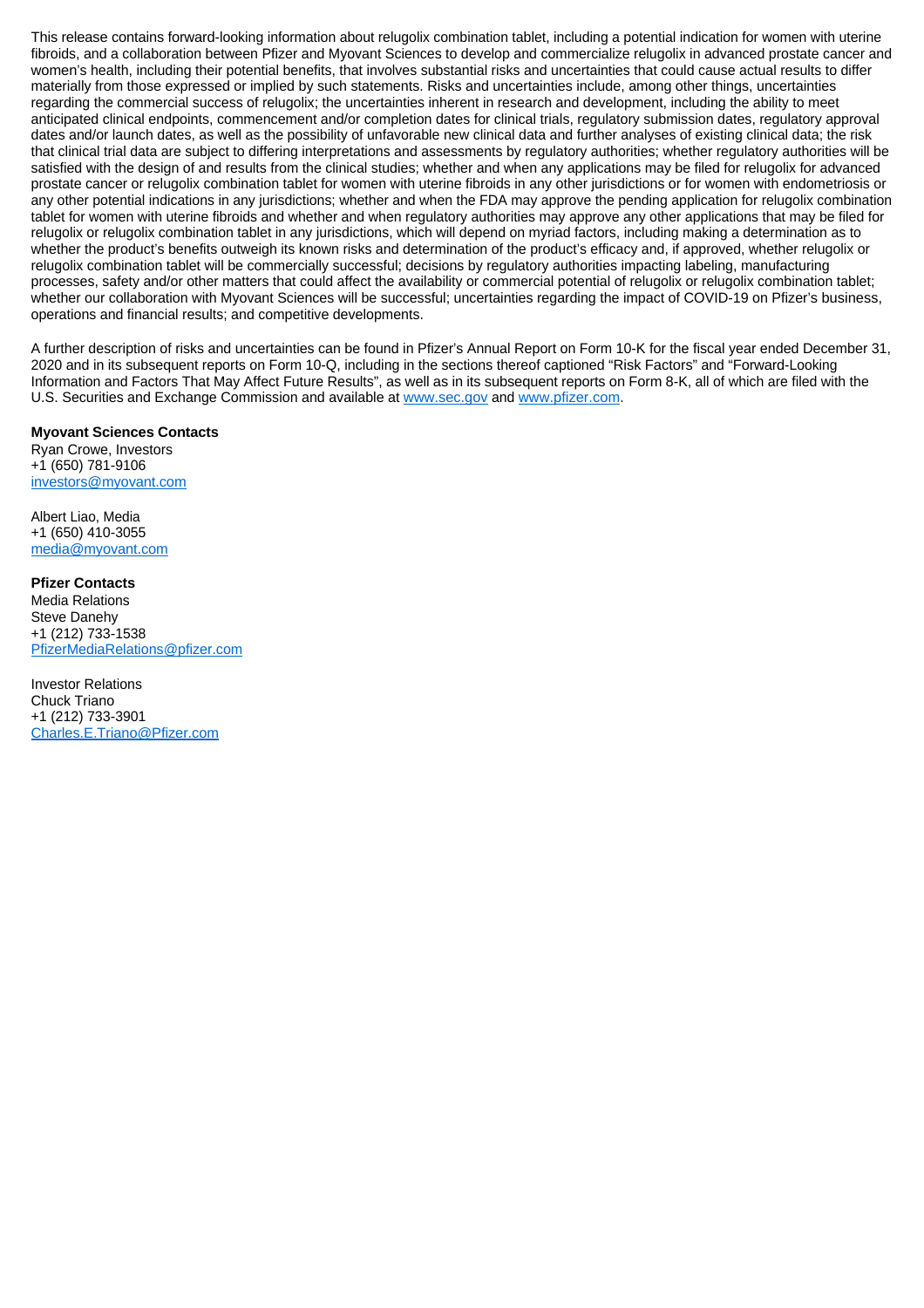This release contains forward-looking information about relugolix combination tablet, including a potential indication for women with uterine fibroids, and a collaboration between Pfizer and Myovant Sciences to develop and commercialize relugolix in advanced prostate cancer and women's health, including their potential benefits, that involves substantial risks and uncertainties that could cause actual results to differ materially from those expressed or implied by such statements. Risks and uncertainties include, among other things, uncertainties regarding the commercial success of relugolix; the uncertainties inherent in research and development, including the ability to meet anticipated clinical endpoints, commencement and/or completion dates for clinical trials, regulatory submission dates, regulatory approval dates and/or launch dates, as well as the possibility of unfavorable new clinical data and further analyses of existing clinical data; the risk that clinical trial data are subject to differing interpretations and assessments by regulatory authorities; whether regulatory authorities will be satisfied with the design of and results from the clinical studies; whether and when any applications may be filed for relugolix for advanced prostate cancer or relugolix combination tablet for women with uterine fibroids in any other jurisdictions or for women with endometriosis or any other potential indications in any jurisdictions; whether and when the FDA may approve the pending application for relugolix combination tablet for women with uterine fibroids and whether and when regulatory authorities may approve any other applications that may be filed for relugolix or relugolix combination tablet in any jurisdictions, which will depend on myriad factors, including making a determination as to whether the product's benefits outweigh its known risks and determination of the product's efficacy and, if approved, whether relugolix or relugolix combination tablet will be commercially successful; decisions by regulatory authorities impacting labeling, manufacturing processes, safety and/or other matters that could affect the availability or commercial potential of relugolix or relugolix combination tablet; whether our collaboration with Myovant Sciences will be successful; uncertainties regarding the impact of COVID-19 on Pfizer's business, operations and financial results; and competitive developments.

A further description of risks and uncertainties can be found in Pfizer's Annual Report on Form 10-K for the fiscal year ended December 31, 2020 and in its subsequent reports on Form 10-Q, including in the sections thereof captioned "Risk Factors" and "Forward-Looking Information and Factors That May Affect Future Results", as well as in its subsequent reports on Form 8-K, all of which are filed with the U.S. Securities and Exchange Commission and available at www.sec.gov and www.pfizer.com.

**Myovant Sciences Contacts**
Ryan Crowe, Investors
+1 (650) 781-9106
investors@myovant.com

Albert Liao, Media
+1 (650) 410-3055
media@myovant.com

**Pfizer Contacts**
Media Relations
Steve Danehy
+1 (212) 733-1538
PfizerMediaRelations@pfizer.com

Investor Relations
Chuck Triano
+1 (212) 733-3901
Charles.E.Triano@Pfizer.com